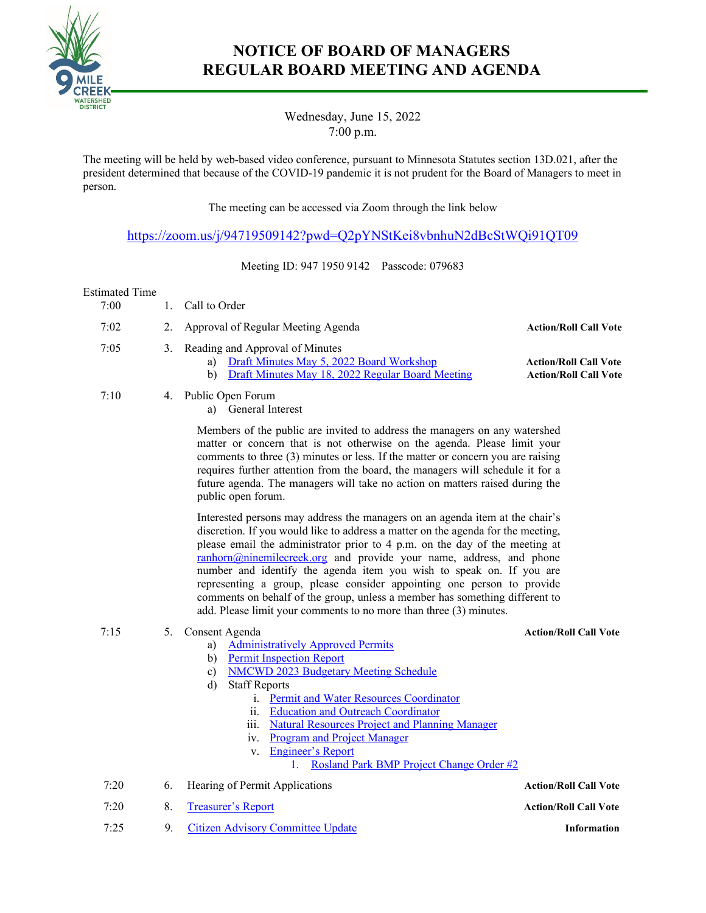# NOTICE OF BOARD OF MANAGERS REGULAR BOARD MEETING AND AGENDA

Wednesday, June 15, 2022
7:00 p.m.

The meeting will be held by web-based video conference, pursuant to Minnesota Statutes section 13D.021, after the president determined that because of the COVID-19 pandemic it is not prudent for the Board of Managers to meet in person.

The meeting can be accessed via Zoom through the link below

https://zoom.us/j/94719509142?pwd=Q2pYNStKei8vbnhuN2dBcStWQi91QT09

Meeting ID: 947 1950 9142 Passcode: 079683

| Estimated Time | | | |
|---|---|---|---|
| 7:00 | 1. | Call to Order | |
| 7:02 | 2. | Approval of Regular Meeting Agenda | **Action/Roll Call Vote** |
| 7:05 | 3. | Reading and Approval of Minutes | |
| | | a) Draft Minutes May 5, 2022 Board Workshop | **Action/Roll Call Vote** |
| | | b) Draft Minutes May 18, 2022 Regular Board Meeting | **Action/Roll Call Vote** |
| 7:10 | 4. | Public Open Forum | |
| | | a) General Interest | |

Members of the public are invited to address the managers on any watershed matter or concern that is not otherwise on the agenda. Please limit your comments to three (3) minutes or less. If the matter or concern you are raising requires further attention from the board, the managers will schedule it for a future agenda. The managers will take no action on matters raised during the public open forum.

Interested persons may address the managers on an agenda item at the chair's discretion. If you would like to address a matter on the agenda for the meeting, please email the administrator prior to 4 p.m. on the day of the meeting at ranhorn@ninemilecreek.org and provide your name, address, and phone number and identify the agenda item you wish to speak on. If you are representing a group, please consider appointing one person to provide comments on behalf of the group, unless a member has something different to add. Please limit your comments to no more than three (3) minutes.

| | | | |
|---|---|---|---|
| 7:15 | 5. | Consent Agenda | **Action/Roll Call Vote** |
| | | a) Administratively Approved Permits | |
| | | b) Permit Inspection Report | |
| | | c) NMCWD 2023 Budgetary Meeting Schedule | |
| | | d) Staff Reports | |
| | | i. Permit and Water Resources Coordinator | |
| | | ii. Education and Outreach Coordinator | |
| | | iii. Natural Resources Project and Planning Manager | |
| | | iv. Program and Project Manager | |
| | | v. Engineer's Report | |
| | | 1. Rosland Park BMP Project Change Order #2 | |
| 7:20 | 6. | Hearing of Permit Applications | **Action/Roll Call Vote** |
| 7:20 | 8. | Treasurer's Report | **Action/Roll Call Vote** |
| 7:25 | 9. | Citizen Advisory Committee Update | **Information** |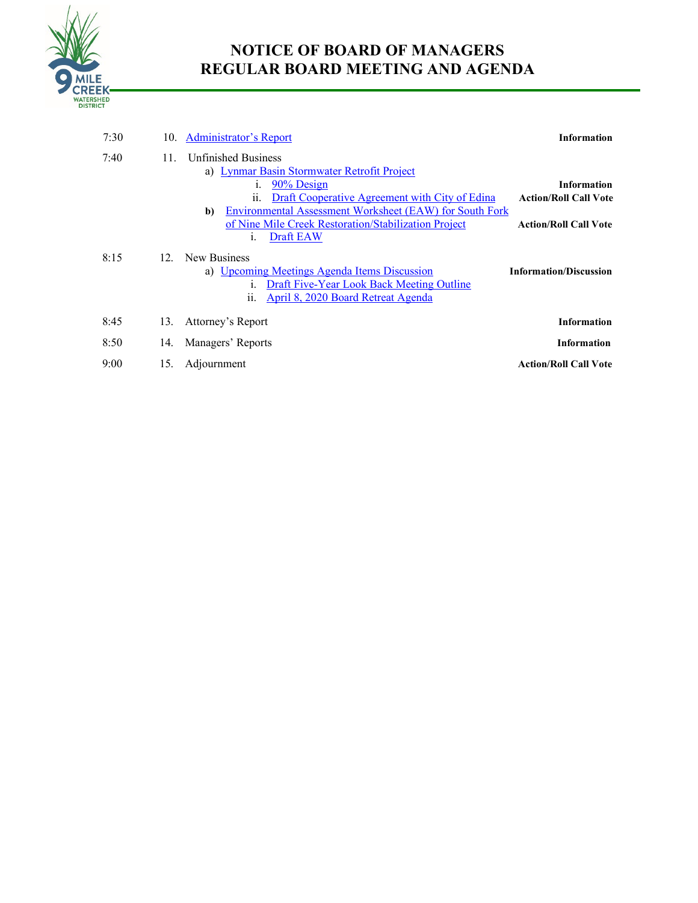# NOTICE OF BOARD OF MANAGERS REGULAR BOARD MEETING AND AGENDA

| | | | |
|---|---|---|---|
| 7:30 | 10. | Administrator's Report | **Information** |
| 7:40 | 11. | Unfinished Business | |
| | | a) Lynmar Basin Stormwater Retrofit Project | |
| | | i. 90% Design | **Information** |
| | | ii. Draft Cooperative Agreement with City of Edina | **Action/Roll Call Vote** |
| | | **b)** Environmental Assessment Worksheet (EAW) for South Fork of Nine Mile Creek Restoration/Stabilization Project | **Action/Roll Call Vote** |
| | | i. Draft EAW | |
| 8:15 | 12. | New Business | |
| | | a) Upcoming Meetings Agenda Items Discussion | **Information/Discussion** |
| | | i. Draft Five-Year Look Back Meeting Outline | |
| | | ii. April 8, 2020 Board Retreat Agenda | |
| 8:45 | 13. | Attorney's Report | **Information** |
| 8:50 | 14. | Managers' Reports | **Information** |
| 9:00 | 15. | Adjournment | **Action/Roll Call Vote** |